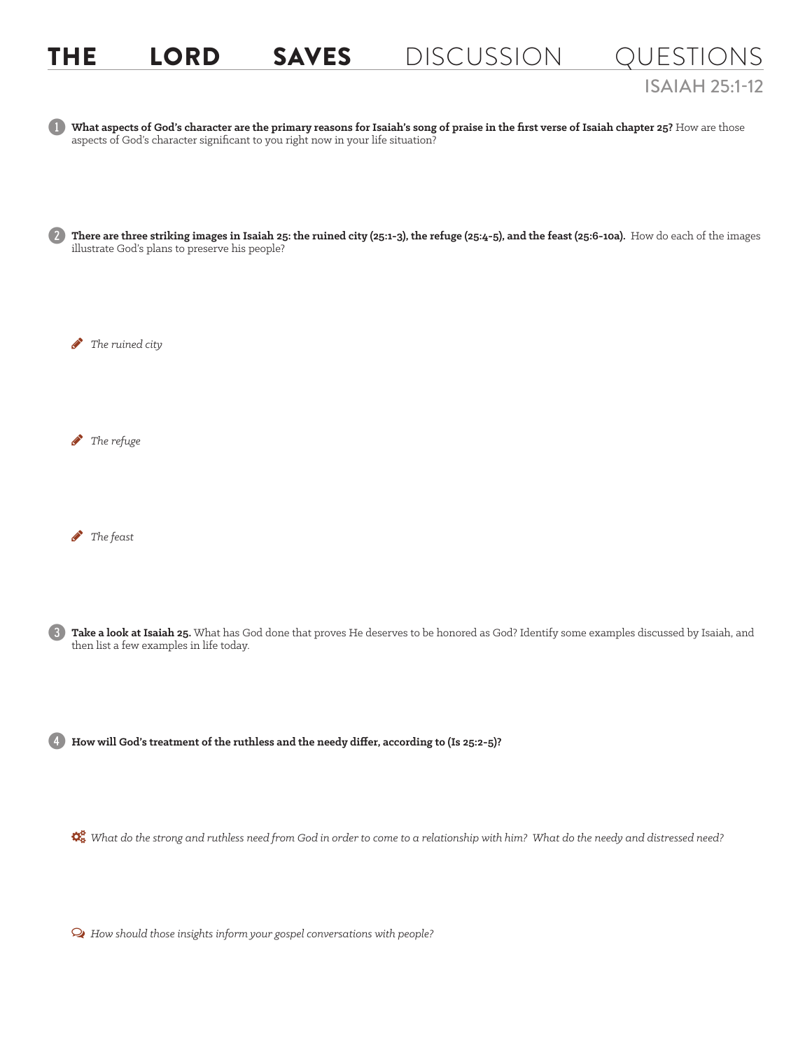# THE LORD SAVES DISCUSSION QUESTIONS

## ISAIAH 25:1-12

1. **What aspects of God's character are the primary reasons for Isaiah's song of praise in the first verse of Isaiah chapter 25?** How are those aspects of God's character significant to you right now in your life situation?

2. **There are three striking images in Isaiah 25: the ruined city (25:1-3), the refuge (25:4-5), and the feast (25:6-10a).** How do each of the images illustrate God's plans to preserve his people?

   - *The ruined city*

   - *The refuge*

   - *The feast*

3. **Take a look at Isaiah 25.** What has God done that proves He deserves to be honored as God? Identify some examples discussed by Isaiah, and then list a few examples in life today.

4. **How will God's treatment of the ruthless and the needy differ, according to (Is 25:2-5)?**

   - *What do the strong and ruthless need from God in order to come to a relationship with him? What do the needy and distressed need?*

   - *How should those insights inform your gospel conversations with people?*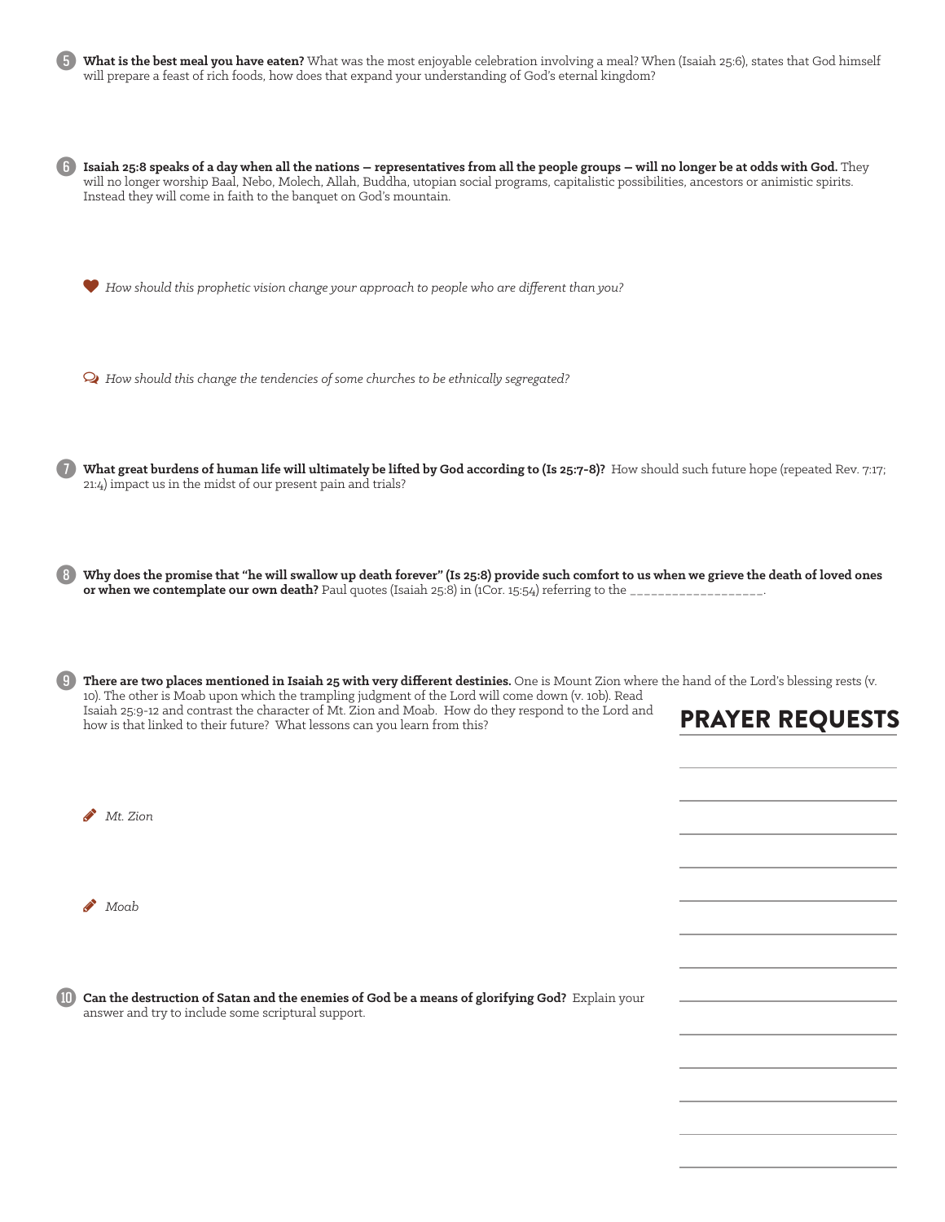5. **What is the best meal you have eaten?** What was the most enjoyable celebration involving a meal? When (Isaiah 25:6), states that God himself will prepare a feast of rich foods, how does that expand your understanding of God's eternal kingdom?

6. **Isaiah 25:8 speaks of a day when all the nations — representatives from all the people groups — will no longer be at odds with God.** They will no longer worship Baal, Nebo, Molech, Allah, Buddha, utopian social programs, capitalistic possibilities, ancestors or animistic spirits. Instead they will come in faith to the banquet on God's mountain.

   *How should this prophetic vision change your approach to people who are different than you?*

   *How should this change the tendencies of some churches to be ethnically segregated?*

7. **What great burdens of human life will ultimately be lifted by God according to (Is 25:7-8)?** How should such future hope (repeated Rev. 7:17; 21:4) impact us in the midst of our present pain and trials?

8. **Why does the promise that "he will swallow up death forever" (Is 25:8) provide such comfort to us when we grieve the death of loved ones or when we contemplate our own death?** Paul quotes (Isaiah 25:8) in (1Cor. 15:54) referring to the __________________.

9. **There are two places mentioned in Isaiah 25 with very different destinies.** One is Mount Zion where the hand of the Lord's blessing rests (v. 10). The other is Moab upon which the trampling judgment of the Lord will come down (v. 10b). Read Isaiah 25:9-12 and contrast the character of Mt. Zion and Moab. How do they respond to the Lord and how is that linked to their future? What lessons can you learn from this?

   *Mt. Zion*

   *Moab*

10. **Can the destruction of Satan and the enemies of God be a means of glorifying God?** Explain your answer and try to include some scriptural support.

## PRAYER REQUESTS